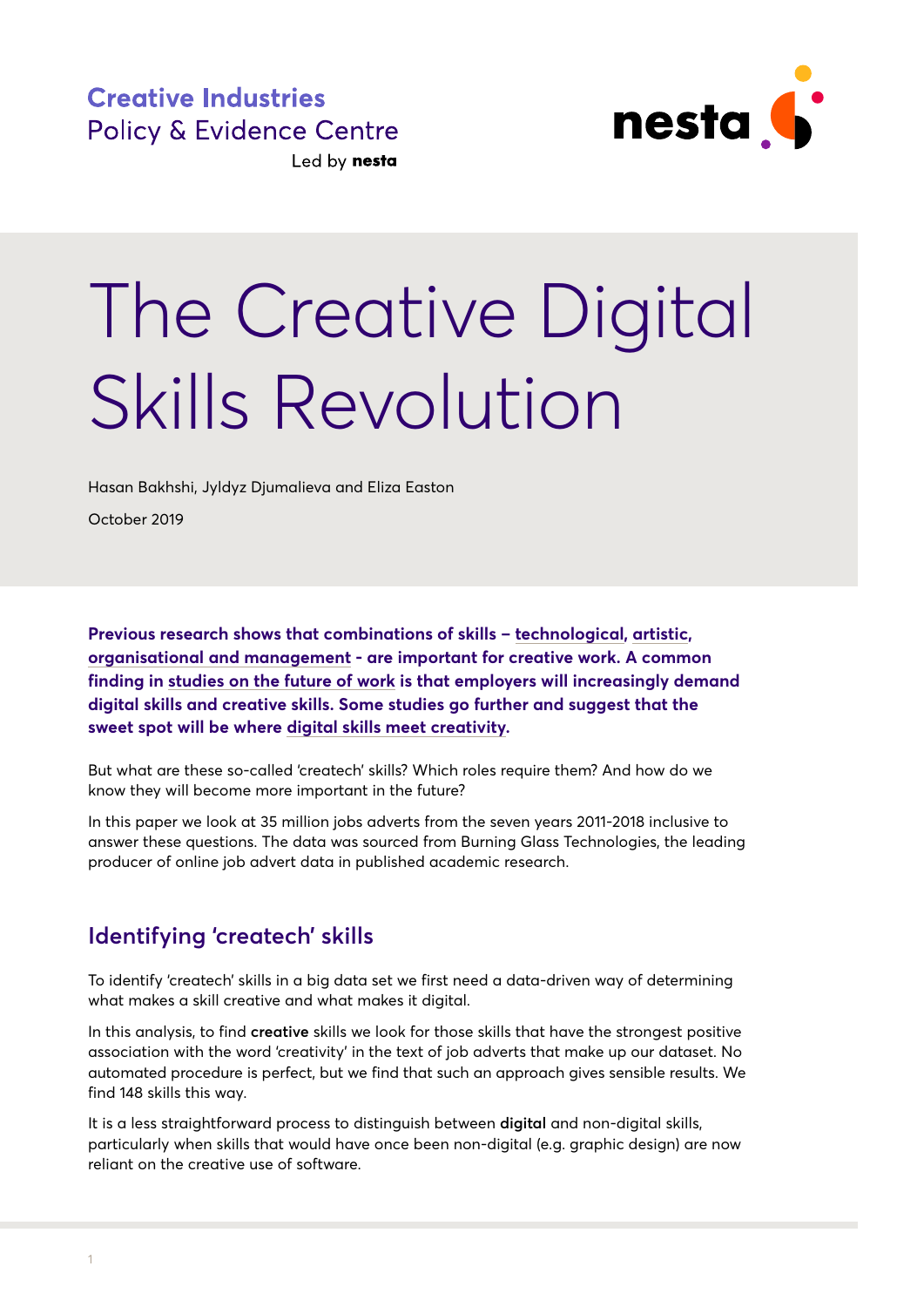Creative Industries
Policy & Evidence Centre
Led by nesta

# The Creative Digital Skills Revolution

Hasan Bakhshi, Jyldyz Djumalieva and Eliza Easton

October 2019

**Previous research shows that combinations of skills – technological, artistic, organisational and management - are important for creative work. A common finding in studies on the future of work is that employers will increasingly demand digital skills and creative skills. Some studies go further and suggest that the sweet spot will be where digital skills meet creativity.**

But what are these so-called 'createch' skills? Which roles require them? And how do we know they will become more important in the future?

In this paper we look at 35 million jobs adverts from the seven years 2011-2018 inclusive to answer these questions. The data was sourced from Burning Glass Technologies, the leading producer of online job advert data in published academic research.

## Identifying 'createch' skills

To identify 'createch' skills in a big data set we first need a data-driven way of determining what makes a skill creative and what makes it digital.

In this analysis, to find **creative** skills we look for those skills that have the strongest positive association with the word 'creativity' in the text of job adverts that make up our dataset. No automated procedure is perfect, but we find that such an approach gives sensible results. We find 148 skills this way.

It is a less straightforward process to distinguish between **digital** and non-digital skills, particularly when skills that would have once been non-digital (e.g. graphic design) are now reliant on the creative use of software.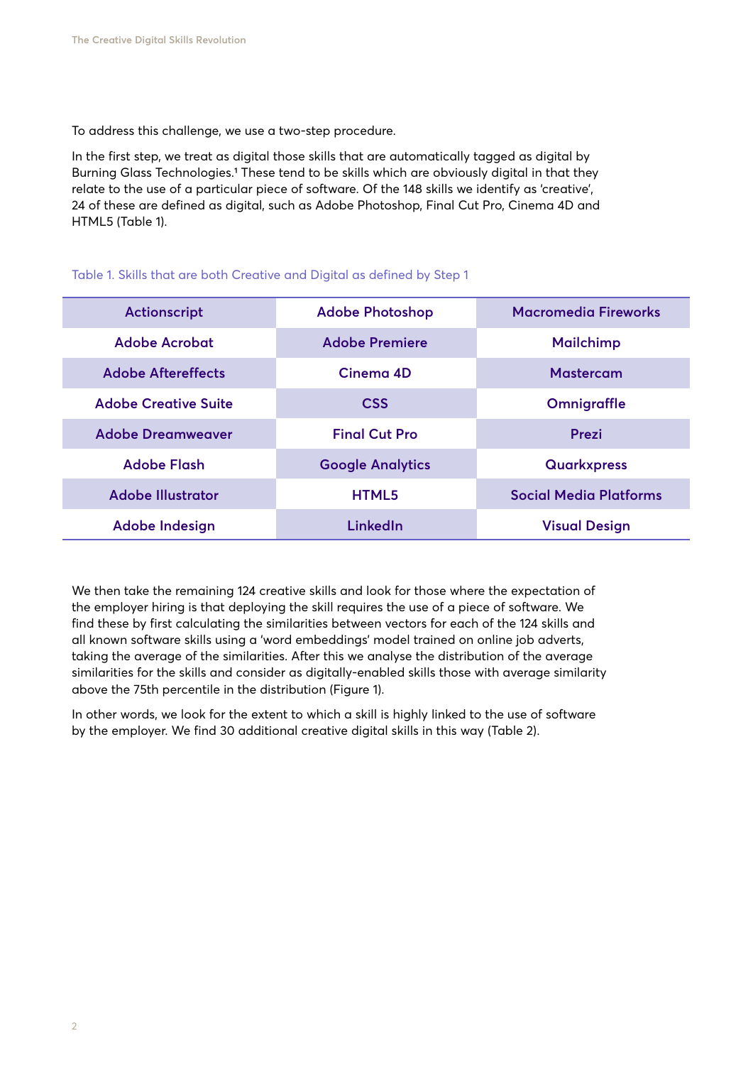To address this challenge, we use a two-step procedure.

In the first step, we treat as digital those skills that are automatically tagged as digital by Burning Glass Technologies.[1] These tend to be skills which are obviously digital in that they relate to the use of a particular piece of software. Of the 148 skills we identify as 'creative', 24 of these are defined as digital, such as Adobe Photoshop, Final Cut Pro, Cinema 4D and HTML5 (Table 1).

Table 1. Skills that are both Creative and Digital as defined by Step 1

| | | |
|---|---|---|
| Actionscript | Adobe Photoshop | Macromedia Fireworks |
| Adobe Acrobat | Adobe Premiere | Mailchimp |
| Adobe Aftereffects | Cinema 4D | Mastercam |
| Adobe Creative Suite | CSS | Omnigraffle |
| Adobe Dreamweaver | Final Cut Pro | Prezi |
| Adobe Flash | Google Analytics | Quarkxpress |
| Adobe Illustrator | HTML5 | Social Media Platforms |
| Adobe Indesign | LinkedIn | Visual Design |

We then take the remaining 124 creative skills and look for those where the expectation of the employer hiring is that deploying the skill requires the use of a piece of software. We find these by first calculating the similarities between vectors for each of the 124 skills and all known software skills using a 'word embeddings' model trained on online job adverts, taking the average of the similarities. After this we analyse the distribution of the average similarities for the skills and consider as digitally-enabled skills those with average similarity above the 75th percentile in the distribution (Figure 1).

In other words, we look for the extent to which a skill is highly linked to the use of software by the employer. We find 30 additional creative digital skills in this way (Table 2).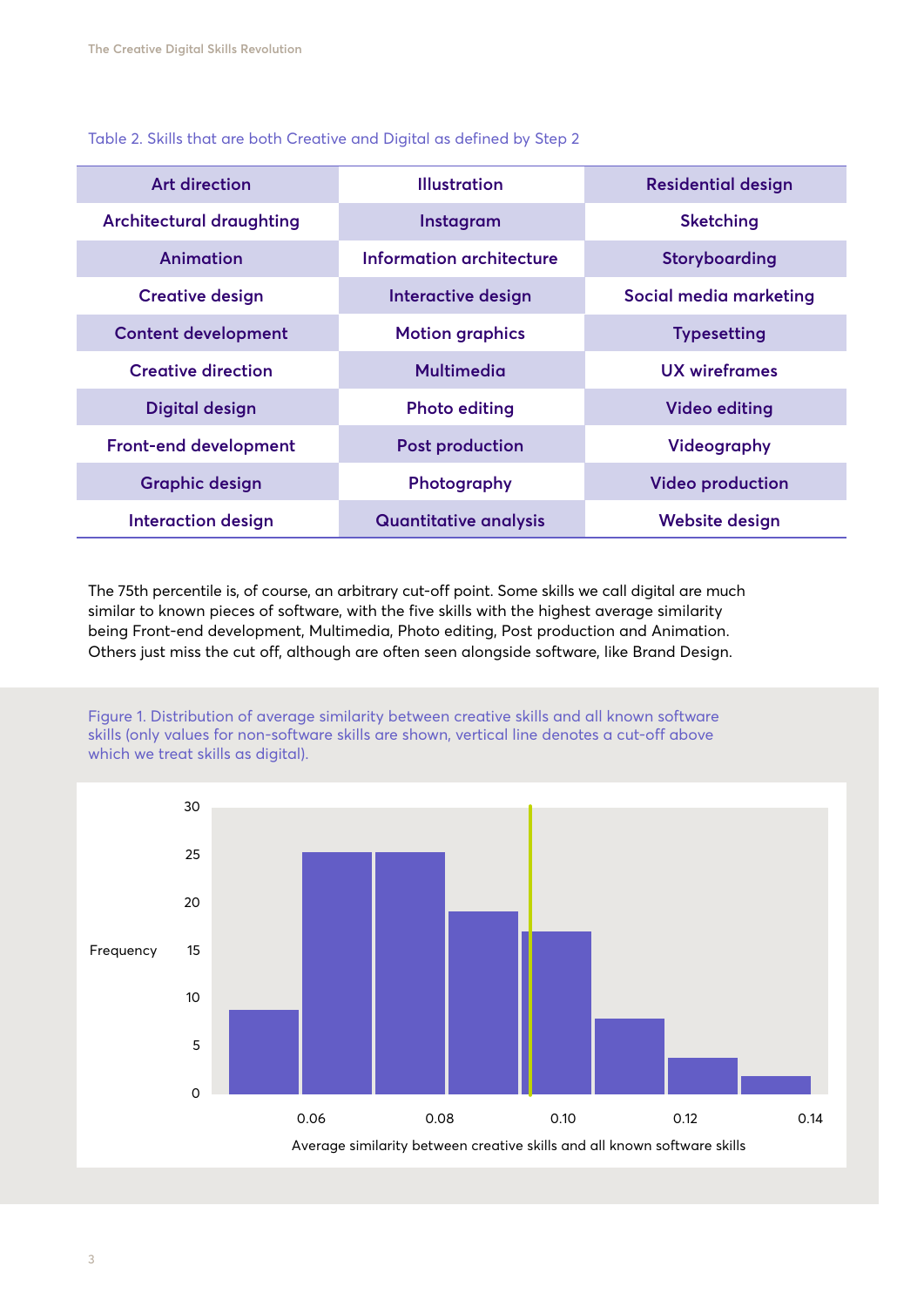Table 2. Skills that are both Creative and Digital as defined by Step 2

| | | |
|---|---|---|
| Art direction | Illustration | Residential design |
| Architectural draughting | Instagram | Sketching |
| Animation | Information architecture | Storyboarding |
| Creative design | Interactive design | Social media marketing |
| Content development | Motion graphics | Typesetting |
| Creative direction | Multimedia | UX wireframes |
| Digital design | Photo editing | Video editing |
| Front-end development | Post production | Videography |
| Graphic design | Photography | Video production |
| Interaction design | Quantitative analysis | Website design |

The 75th percentile is, of course, an arbitrary cut-off point. Some skills we call digital are much similar to known pieces of software, with the five skills with the highest average similarity being Front-end development, Multimedia, Photo editing, Post production and Animation. Others just miss the cut off, although are often seen alongside software, like Brand Design.

Figure 1. Distribution of average similarity between creative skills and all known software skills (only values for non-software skills are shown, vertical line denotes a cut-off above which we treat skills as digital).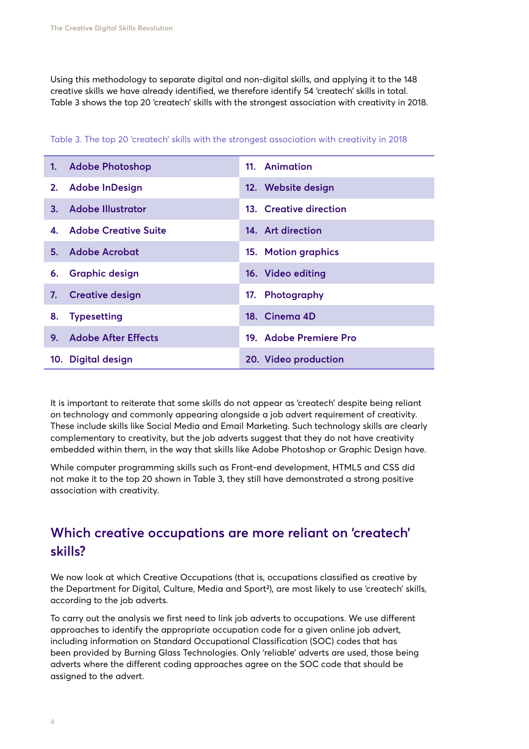Using this methodology to separate digital and non-digital skills, and applying it to the 148 creative skills we have already identified, we therefore identify 54 'createch' skills in total. Table 3 shows the top 20 'createch' skills with the strongest association with creativity in 2018.

Table 3. The top 20 'createch' skills with the strongest association with creativity in 2018

| | |
|---|---|
| 1. Adobe Photoshop | 11. Animation |
| 2. Adobe InDesign | 12. Website design |
| 3. Adobe Illustrator | 13. Creative direction |
| 4. Adobe Creative Suite | 14. Art direction |
| 5. Adobe Acrobat | 15. Motion graphics |
| 6. Graphic design | 16. Video editing |
| 7. Creative design | 17. Photography |
| 8. Typesetting | 18. Cinema 4D |
| 9. Adobe After Effects | 19. Adobe Premiere Pro |
| 10. Digital design | 20. Video production |

It is important to reiterate that some skills do not appear as 'createch' despite being reliant on technology and commonly appearing alongside a job advert requirement of creativity. These include skills like Social Media and Email Marketing. Such technology skills are clearly complementary to creativity, but the job adverts suggest that they do not have creativity embedded within them, in the way that skills like Adobe Photoshop or Graphic Design have.

While computer programming skills such as Front-end development, HTML5 and CSS did not make it to the top 20 shown in Table 3, they still have demonstrated a strong positive association with creativity.

## Which creative occupations are more reliant on 'createch' skills?

We now look at which Creative Occupations (that is, occupations classified as creative by the Department for Digital, Culture, Media and Sport[2]), are most likely to use 'createch' skills, according to the job adverts.

To carry out the analysis we first need to link job adverts to occupations. We use different approaches to identify the appropriate occupation code for a given online job advert, including information on Standard Occupational Classification (SOC) codes that has been provided by Burning Glass Technologies. Only 'reliable' adverts are used, those being adverts where the different coding approaches agree on the SOC code that should be assigned to the advert.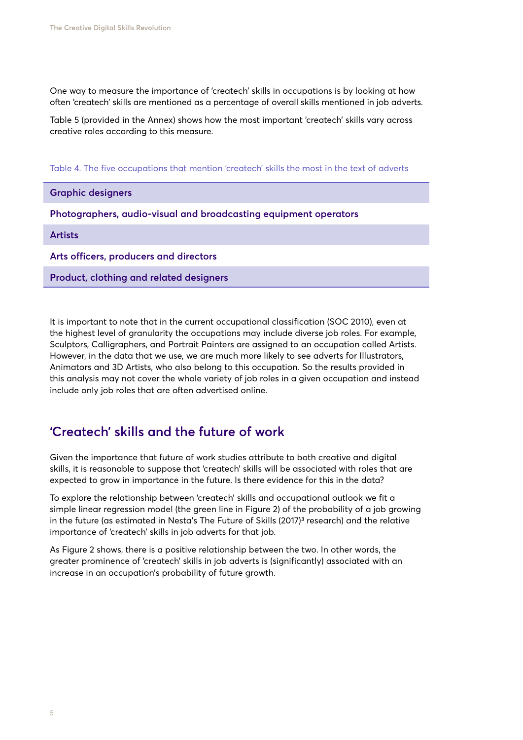One way to measure the importance of 'createch' skills in occupations is by looking at how often 'createch' skills are mentioned as a percentage of overall skills mentioned in job adverts.

Table 5 (provided in the Annex) shows how the most important 'createch' skills vary across creative roles according to this measure.

Table 4. The five occupations that mention 'createch' skills the most in the text of adverts

| |
|---|
| **Graphic designers** |
| **Photographers, audio-visual and broadcasting equipment operators** |
| **Artists** |
| **Arts officers, producers and directors** |
| **Product, clothing and related designers** |

It is important to note that in the current occupational classification (SOC 2010), even at the highest level of granularity the occupations may include diverse job roles. For example, Sculptors, Calligraphers, and Portrait Painters are assigned to an occupation called Artists. However, in the data that we use, we are much more likely to see adverts for Illustrators, Animators and 3D Artists, who also belong to this occupation. So the results provided in this analysis may not cover the whole variety of job roles in a given occupation and instead include only job roles that are often advertised online.

## 'Createch' skills and the future of work

Given the importance that future of work studies attribute to both creative and digital skills, it is reasonable to suppose that 'createch' skills will be associated with roles that are expected to grow in importance in the future. Is there evidence for this in the data?

To explore the relationship between 'createch' skills and occupational outlook we fit a simple linear regression model (the green line in Figure 2) of the probability of a job growing in the future (as estimated in Nesta's The Future of Skills (2017)[3] research) and the relative importance of 'createch' skills in job adverts for that job.

As Figure 2 shows, there is a positive relationship between the two. In other words, the greater prominence of 'createch' skills in job adverts is (significantly) associated with an increase in an occupation's probability of future growth.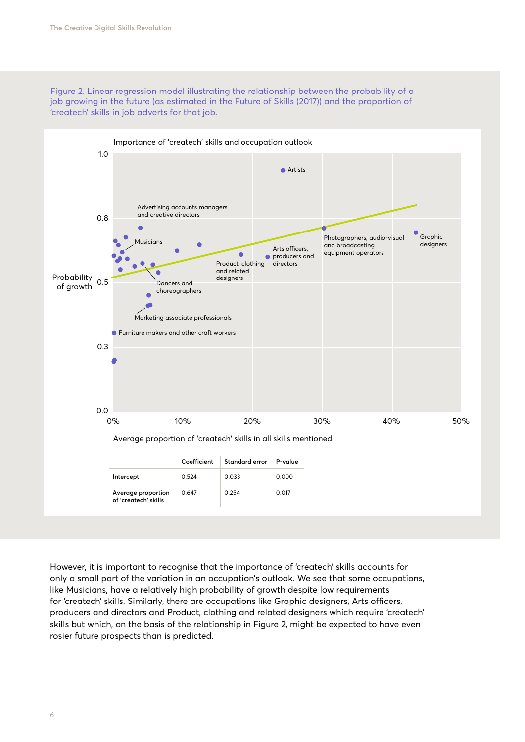Figure 2. Linear regression model illustrating the relationship between the probability of a job growing in the future (as estimated in the Future of Skills (2017)) and the proportion of 'createch' skills in job adverts for that job.

Importance of 'createch' skills and occupation outlook

|  | Coefficient | Standard error | P-value |
|---|---|---|---|
| Intercept | 0.524 | 0.033 | 0.000 |
| Average proportion of 'createch' skills | 0.647 | 0.254 | 0.017 |

However, it is important to recognise that the importance of 'createch' skills accounts for only a small part of the variation in an occupation's outlook. We see that some occupations, like Musicians, have a relatively high probability of growth despite low requirements for 'createch' skills. Similarly, there are occupations like Graphic designers, Arts officers, producers and directors and Product, clothing and related designers which require 'createch' skills but which, on the basis of the relationship in Figure 2, might be expected to have even rosier future prospects than is predicted.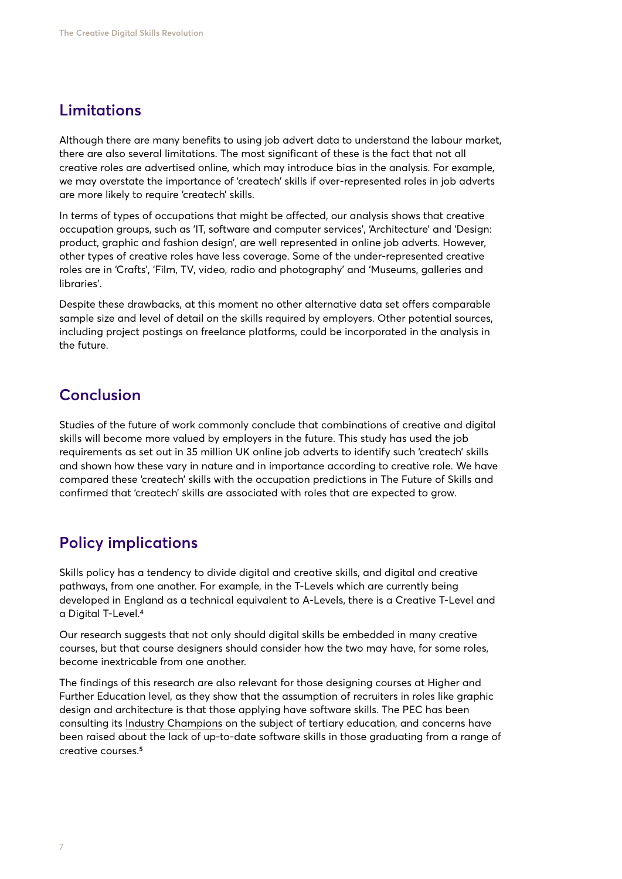## Limitations

Although there are many benefits to using job advert data to understand the labour market, there are also several limitations. The most significant of these is the fact that not all creative roles are advertised online, which may introduce bias in the analysis. For example, we may overstate the importance of 'createch' skills if over-represented roles in job adverts are more likely to require 'createch' skills.

In terms of types of occupations that might be affected, our analysis shows that creative occupation groups, such as 'IT, software and computer services', 'Architecture' and 'Design: product, graphic and fashion design', are well represented in online job adverts. However, other types of creative roles have less coverage. Some of the under-represented creative roles are in 'Crafts', 'Film, TV, video, radio and photography' and 'Museums, galleries and libraries'.

Despite these drawbacks, at this moment no other alternative data set offers comparable sample size and level of detail on the skills required by employers. Other potential sources, including project postings on freelance platforms, could be incorporated in the analysis in the future.

## Conclusion

Studies of the future of work commonly conclude that combinations of creative and digital skills will become more valued by employers in the future. This study has used the job requirements as set out in 35 million UK online job adverts to identify such 'createch' skills and shown how these vary in nature and in importance according to creative role. We have compared these 'createch' skills with the occupation predictions in The Future of Skills and confirmed that 'createch' skills are associated with roles that are expected to grow.

## Policy implications

Skills policy has a tendency to divide digital and creative skills, and digital and creative pathways, from one another. For example, in the T-Levels which are currently being developed in England as a technical equivalent to A-Levels, there is a Creative T-Level and a Digital T-Level.[4]

Our research suggests that not only should digital skills be embedded in many creative courses, but that course designers should consider how the two may have, for some roles, become inextricable from one another.

The findings of this research are also relevant for those designing courses at Higher and Further Education level, as they show that the assumption of recruiters in roles like graphic design and architecture is that those applying have software skills. The PEC has been consulting its Industry Champions on the subject of tertiary education, and concerns have been raised about the lack of up-to-date software skills in those graduating from a range of creative courses.[5]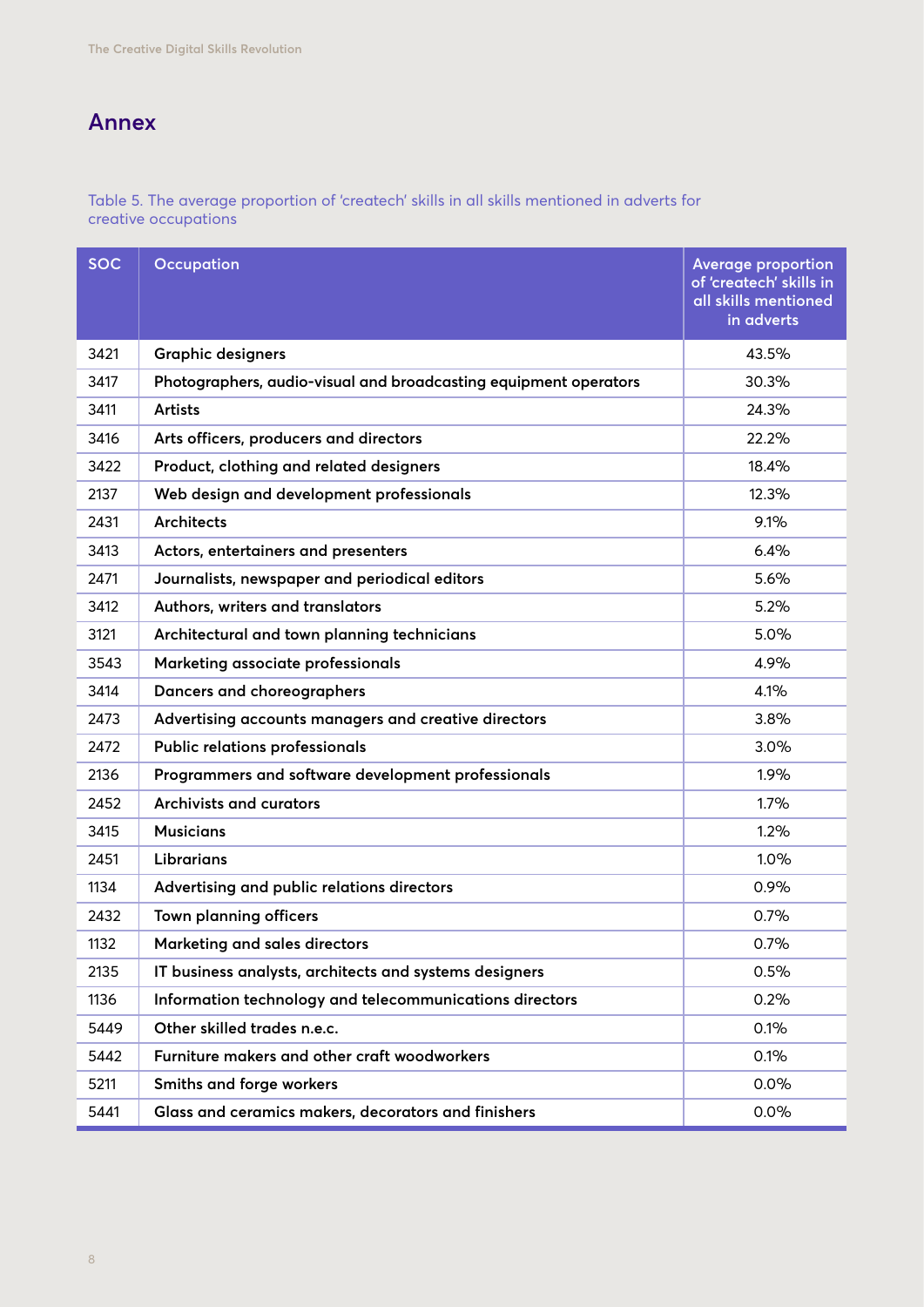# Annex

Table 5. The average proportion of 'createch' skills in all skills mentioned in adverts for creative occupations

| SOC | Occupation | Average proportion of 'createch' skills in all skills mentioned in adverts |
|---|---|---|
| 3421 | Graphic designers | 43.5% |
| 3417 | Photographers, audio-visual and broadcasting equipment operators | 30.3% |
| 3411 | Artists | 24.3% |
| 3416 | Arts officers, producers and directors | 22.2% |
| 3422 | Product, clothing and related designers | 18.4% |
| 2137 | Web design and development professionals | 12.3% |
| 2431 | Architects | 9.1% |
| 3413 | Actors, entertainers and presenters | 6.4% |
| 2471 | Journalists, newspaper and periodical editors | 5.6% |
| 3412 | Authors, writers and translators | 5.2% |
| 3121 | Architectural and town planning technicians | 5.0% |
| 3543 | Marketing associate professionals | 4.9% |
| 3414 | Dancers and choreographers | 4.1% |
| 2473 | Advertising accounts managers and creative directors | 3.8% |
| 2472 | Public relations professionals | 3.0% |
| 2136 | Programmers and software development professionals | 1.9% |
| 2452 | Archivists and curators | 1.7% |
| 3415 | Musicians | 1.2% |
| 2451 | Librarians | 1.0% |
| 1134 | Advertising and public relations directors | 0.9% |
| 2432 | Town planning officers | 0.7% |
| 1132 | Marketing and sales directors | 0.7% |
| 2135 | IT business analysts, architects and systems designers | 0.5% |
| 1136 | Information technology and telecommunications directors | 0.2% |
| 5449 | Other skilled trades n.e.c. | 0.1% |
| 5442 | Furniture makers and other craft woodworkers | 0.1% |
| 5211 | Smiths and forge workers | 0.0% |
| 5441 | Glass and ceramics makers, decorators and finishers | 0.0% |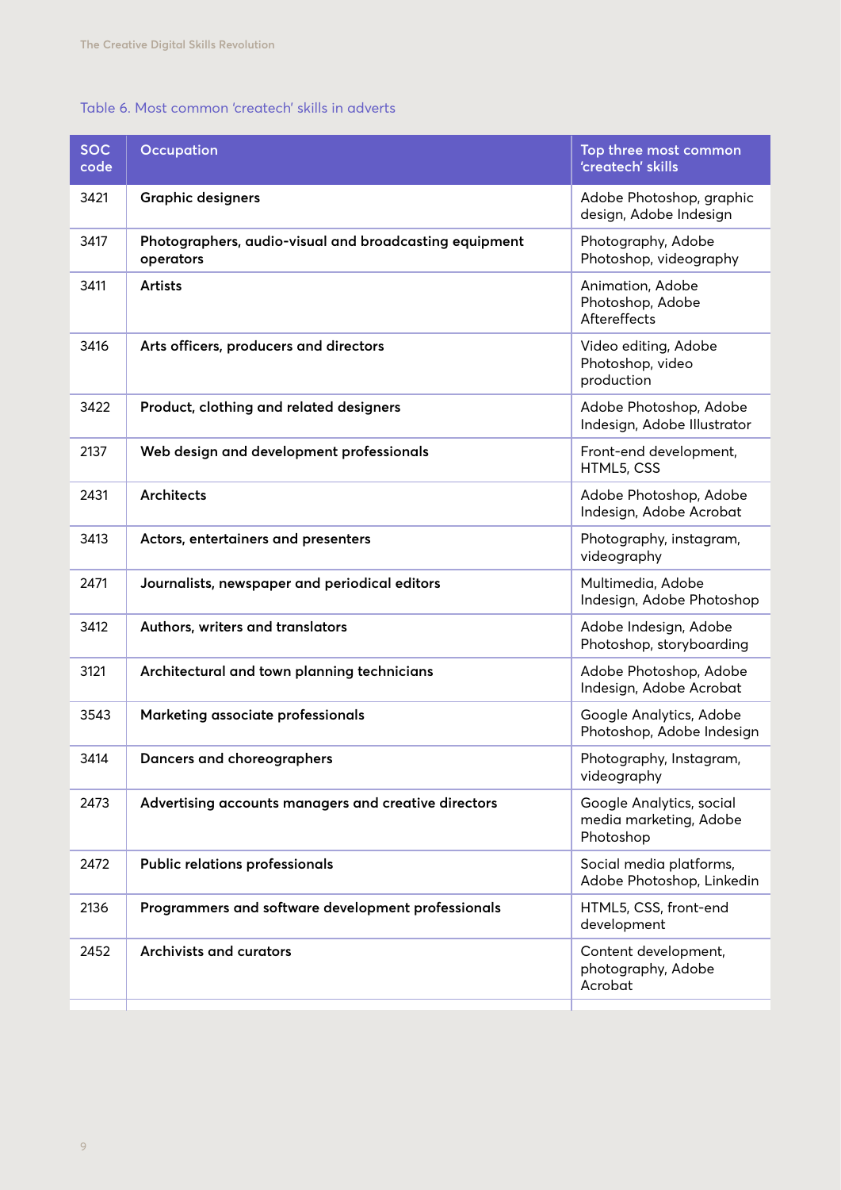Table 6. Most common 'createch' skills in adverts

| SOC code | Occupation | Top three most common 'createch' skills |
|---|---|---|
| 3421 | **Graphic designers** | Adobe Photoshop, graphic design, Adobe Indesign |
| 3417 | **Photographers, audio-visual and broadcasting equipment operators** | Photography, Adobe Photoshop, videography |
| 3411 | **Artists** | Animation, Adobe Photoshop, Adobe Aftereffects |
| 3416 | **Arts officers, producers and directors** | Video editing, Adobe Photoshop, video production |
| 3422 | **Product, clothing and related designers** | Adobe Photoshop, Adobe Indesign, Adobe Illustrator |
| 2137 | **Web design and development professionals** | Front-end development, HTML5, CSS |
| 2431 | **Architects** | Adobe Photoshop, Adobe Indesign, Adobe Acrobat |
| 3413 | **Actors, entertainers and presenters** | Photography, instagram, videography |
| 2471 | **Journalists, newspaper and periodical editors** | Multimedia, Adobe Indesign, Adobe Photoshop |
| 3412 | **Authors, writers and translators** | Adobe Indesign, Adobe Photoshop, storyboarding |
| 3121 | **Architectural and town planning technicians** | Adobe Photoshop, Adobe Indesign, Adobe Acrobat |
| 3543 | **Marketing associate professionals** | Google Analytics, Adobe Photoshop, Adobe Indesign |
| 3414 | **Dancers and choreographers** | Photography, Instagram, videography |
| 2473 | **Advertising accounts managers and creative directors** | Google Analytics, social media marketing, Adobe Photoshop |
| 2472 | **Public relations professionals** | Social media platforms, Adobe Photoshop, Linkedin |
| 2136 | **Programmers and software development professionals** | HTML5, CSS, front-end development |
| 2452 | **Archivists and curators** | Content development, photography, Adobe Acrobat |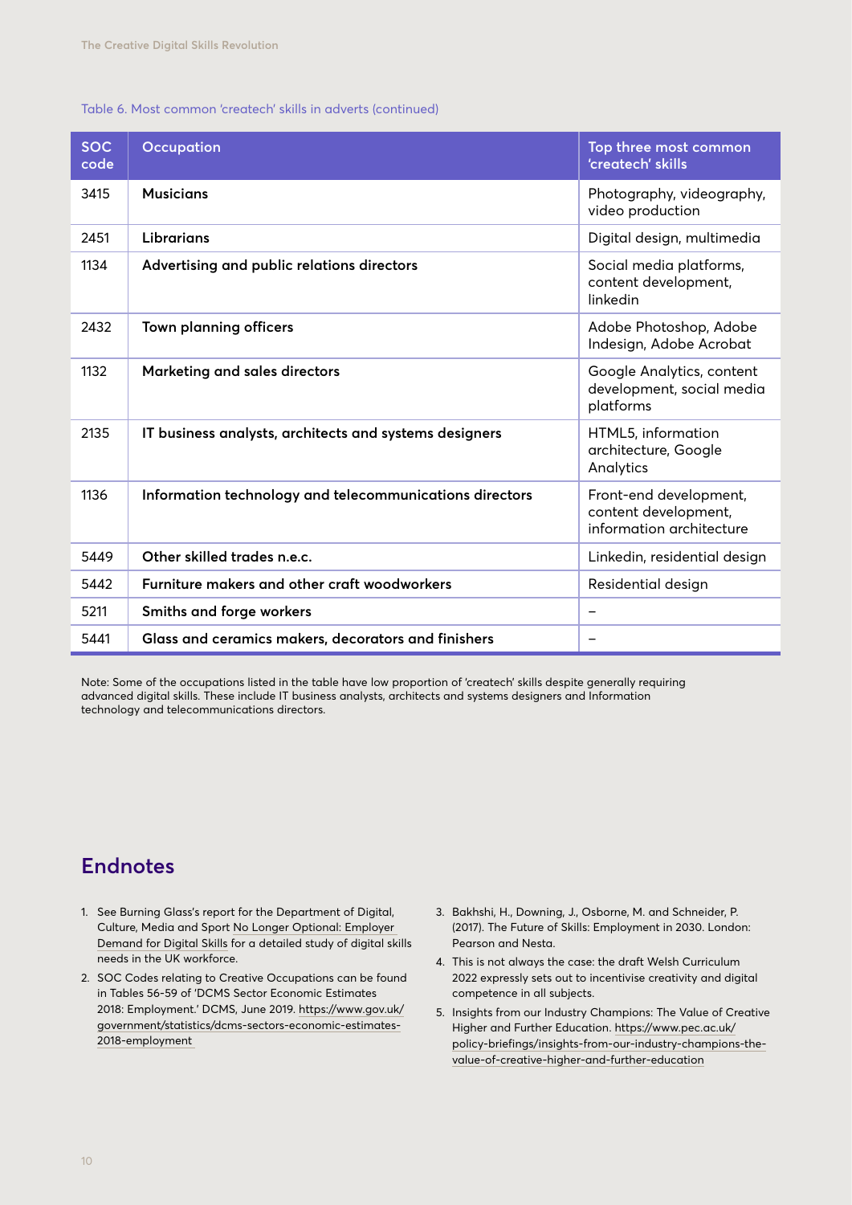Table 6. Most common 'createch' skills in adverts (continued)

| SOC code | Occupation | Top three most common 'createch' skills |
|---|---|---|
| 3415 | **Musicians** | Photography, videography, video production |
| 2451 | **Librarians** | Digital design, multimedia |
| 1134 | **Advertising and public relations directors** | Social media platforms, content development, linkedin |
| 2432 | **Town planning officers** | Adobe Photoshop, Adobe Indesign, Adobe Acrobat |
| 1132 | **Marketing and sales directors** | Google Analytics, content development, social media platforms |
| 2135 | **IT business analysts, architects and systems designers** | HTML5, information architecture, Google Analytics |
| 1136 | **Information technology and telecommunications directors** | Front-end development, content development, information architecture |
| 5449 | **Other skilled trades n.e.c.** | Linkedin, residential design |
| 5442 | **Furniture makers and other craft woodworkers** | Residential design |
| 5211 | **Smiths and forge workers** | – |
| 5441 | **Glass and ceramics makers, decorators and finishers** | – |

Note: Some of the occupations listed in the table have low proportion of 'createch' skills despite generally requiring advanced digital skills. These include IT business analysts, architects and systems designers and Information technology and telecommunications directors.

## Endnotes

1. See Burning Glass's report for the Department of Digital, Culture, Media and Sport No Longer Optional: Employer Demand for Digital Skills for a detailed study of digital skills needs in the UK workforce.
2. SOC Codes relating to Creative Occupations can be found in Tables 56-59 of 'DCMS Sector Economic Estimates 2018: Employment.' DCMS, June 2019. https://www.gov.uk/government/statistics/dcms-sectors-economic-estimates-2018-employment
3. Bakhshi, H., Downing, J., Osborne, M. and Schneider, P. (2017). The Future of Skills: Employment in 2030. London: Pearson and Nesta.
4. This is not always the case: the draft Welsh Curriculum 2022 expressly sets out to incentivise creativity and digital competence in all subjects.
5. Insights from our Industry Champions: The Value of Creative Higher and Further Education. https://www.pec.ac.uk/policy-briefings/insights-from-our-industry-champions-the-value-of-creative-higher-and-further-education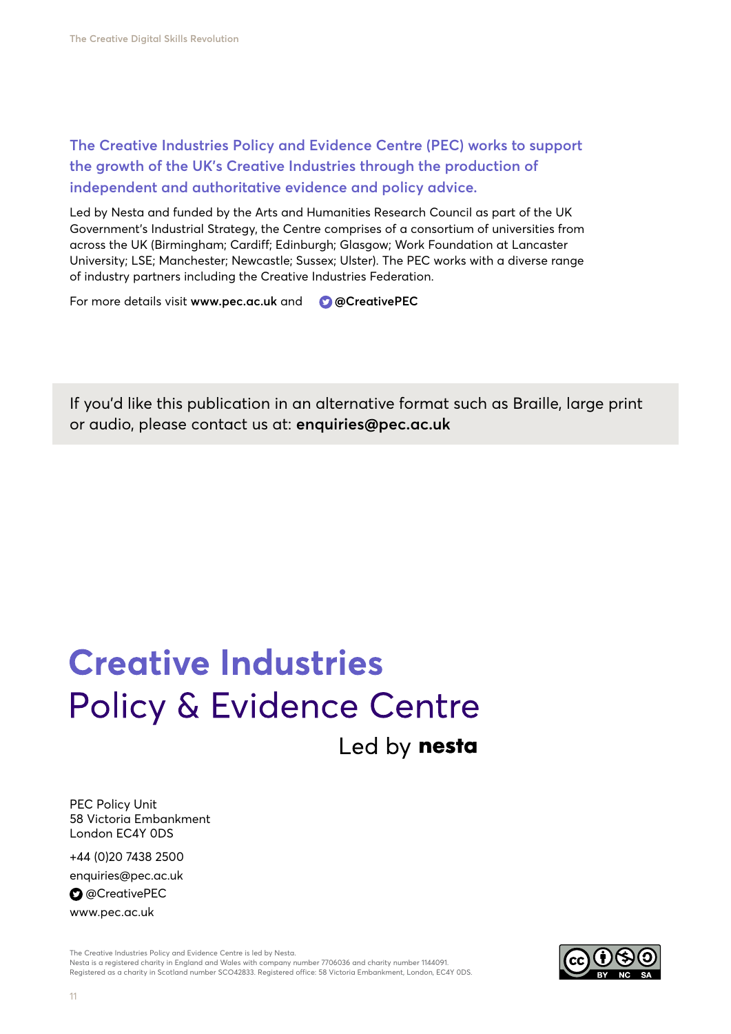**The Creative Industries Policy and Evidence Centre (PEC) works to support the growth of the UK's Creative Industries through the production of independent and authoritative evidence and policy advice.**

Led by Nesta and funded by the Arts and Humanities Research Council as part of the UK Government's Industrial Strategy, the Centre comprises of a consortium of universities from across the UK (Birmingham; Cardiff; Edinburgh; Glasgow; Work Foundation at Lancaster University; LSE; Manchester; Newcastle; Sussex; Ulster). The PEC works with a diverse range of industry partners including the Creative Industries Federation.

For more details visit **www.pec.ac.uk** and **@CreativePEC**

If you'd like this publication in an alternative format such as Braille, large print or audio, please contact us at: **enquiries@pec.ac.uk**

# Creative Industries Policy & Evidence Centre

Led by **nesta**

PEC Policy Unit
58 Victoria Embankment
London EC4Y 0DS

+44 (0)20 7438 2500
enquiries@pec.ac.uk
@CreativePEC
www.pec.ac.uk

The Creative Industries Policy and Evidence Centre is led by Nesta.
Nesta is a registered charity in England and Wales with company number 7706036 and charity number 1144091.
Registered as a charity in Scotland number SCO42833. Registered office: 58 Victoria Embankment, London, EC4Y 0DS.

CC BY NC SA